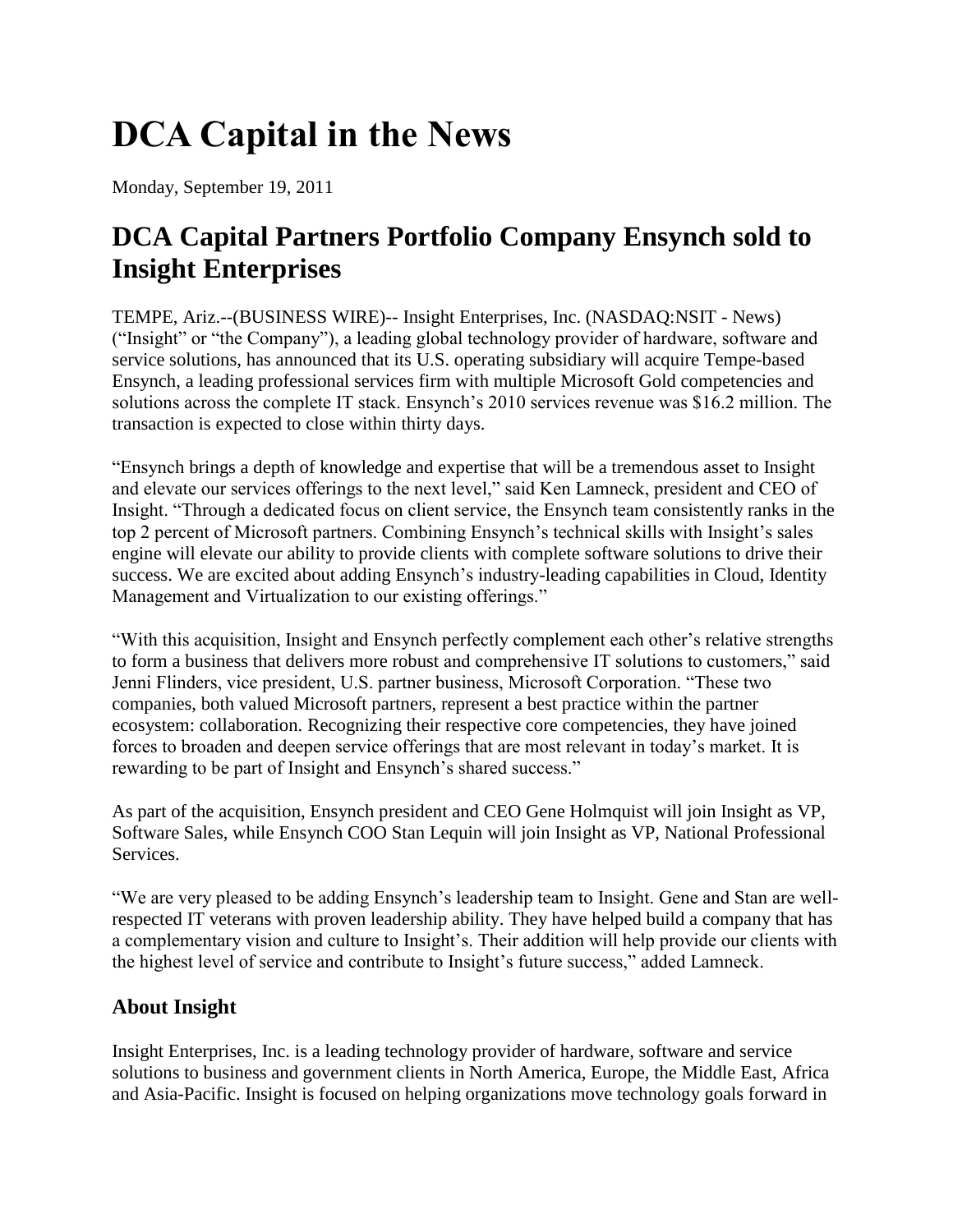# DCA Capital in the News

Monday, September 19, 2011

## DCA Capital Partners Portfolio Company Ensynch sold to Insight Enterprises

TEMPE, Ariz.--(BUSINESS WIRE)-- Insight Enterprises, Inc. (NASDAQ:NSIT - News) ("Insight" or "the Company"), a leading global technology provider of hardware, software and service solutions, has announced that its U.S. operating subsidiary will acquire Tempe-based Ensynch, a leading professional services firm with multiple Microsoft Gold competencies and solutions across the complete IT stack. Ensynch's 2010 services revenue was $16.2 million. The transaction is expected to close within thirty days.

"Ensynch brings a depth of knowledge and expertise that will be a tremendous asset to Insight and elevate our services offerings to the next level," said Ken Lamneck, president and CEO of Insight. "Through a dedicated focus on client service, the Ensynch team consistently ranks in the top 2 percent of Microsoft partners. Combining Ensynch's technical skills with Insight's sales engine will elevate our ability to provide clients with complete software solutions to drive their success. We are excited about adding Ensynch's industry-leading capabilities in Cloud, Identity Management and Virtualization to our existing offerings."

"With this acquisition, Insight and Ensynch perfectly complement each other's relative strengths to form a business that delivers more robust and comprehensive IT solutions to customers," said Jenni Flinders, vice president, U.S. partner business, Microsoft Corporation. "These two companies, both valued Microsoft partners, represent a best practice within the partner ecosystem: collaboration. Recognizing their respective core competencies, they have joined forces to broaden and deepen service offerings that are most relevant in today's market. It is rewarding to be part of Insight and Ensynch's shared success."

As part of the acquisition, Ensynch president and CEO Gene Holmquist will join Insight as VP, Software Sales, while Ensynch COO Stan Lequin will join Insight as VP, National Professional Services.

"We are very pleased to be adding Ensynch's leadership team to Insight. Gene and Stan are well-respected IT veterans with proven leadership ability. They have helped build a company that has a complementary vision and culture to Insight's. Their addition will help provide our clients with the highest level of service and contribute to Insight's future success," added Lamneck.

### About Insight

Insight Enterprises, Inc. is a leading technology provider of hardware, software and service solutions to business and government clients in North America, Europe, the Middle East, Africa and Asia-Pacific. Insight is focused on helping organizations move technology goals forward in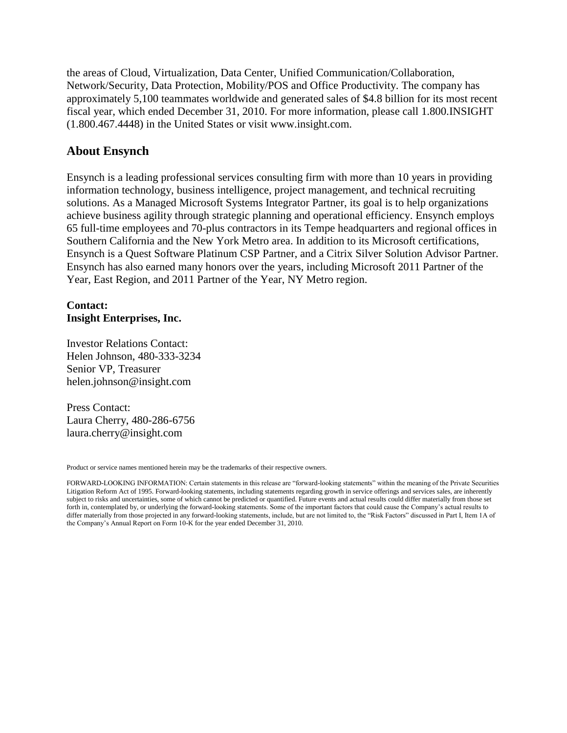the areas of Cloud, Virtualization, Data Center, Unified Communication/Collaboration, Network/Security, Data Protection, Mobility/POS and Office Productivity. The company has approximately 5,100 teammates worldwide and generated sales of $4.8 billion for its most recent fiscal year, which ended December 31, 2010. For more information, please call 1.800.INSIGHT (1.800.467.4448) in the United States or visit www.insight.com.

## About Ensynch

Ensynch is a leading professional services consulting firm with more than 10 years in providing information technology, business intelligence, project management, and technical recruiting solutions. As a Managed Microsoft Systems Integrator Partner, its goal is to help organizations achieve business agility through strategic planning and operational efficiency. Ensynch employs 65 full-time employees and 70-plus contractors in its Tempe headquarters and regional offices in Southern California and the New York Metro area. In addition to its Microsoft certifications, Ensynch is a Quest Software Platinum CSP Partner, and a Citrix Silver Solution Advisor Partner. Ensynch has also earned many honors over the years, including Microsoft 2011 Partner of the Year, East Region, and 2011 Partner of the Year, NY Metro region.

**Contact:**
**Insight Enterprises, Inc.**

Investor Relations Contact:
Helen Johnson, 480-333-3234
Senior VP, Treasurer
helen.johnson@insight.com

Press Contact:
Laura Cherry, 480-286-6756
laura.cherry@insight.com

Product or service names mentioned herein may be the trademarks of their respective owners.

FORWARD-LOOKING INFORMATION: Certain statements in this release are "forward-looking statements" within the meaning of the Private Securities Litigation Reform Act of 1995. Forward-looking statements, including statements regarding growth in service offerings and services sales, are inherently subject to risks and uncertainties, some of which cannot be predicted or quantified. Future events and actual results could differ materially from those set forth in, contemplated by, or underlying the forward-looking statements. Some of the important factors that could cause the Company's actual results to differ materially from those projected in any forward-looking statements, include, but are not limited to, the "Risk Factors" discussed in Part I, Item 1A of the Company's Annual Report on Form 10-K for the year ended December 31, 2010.